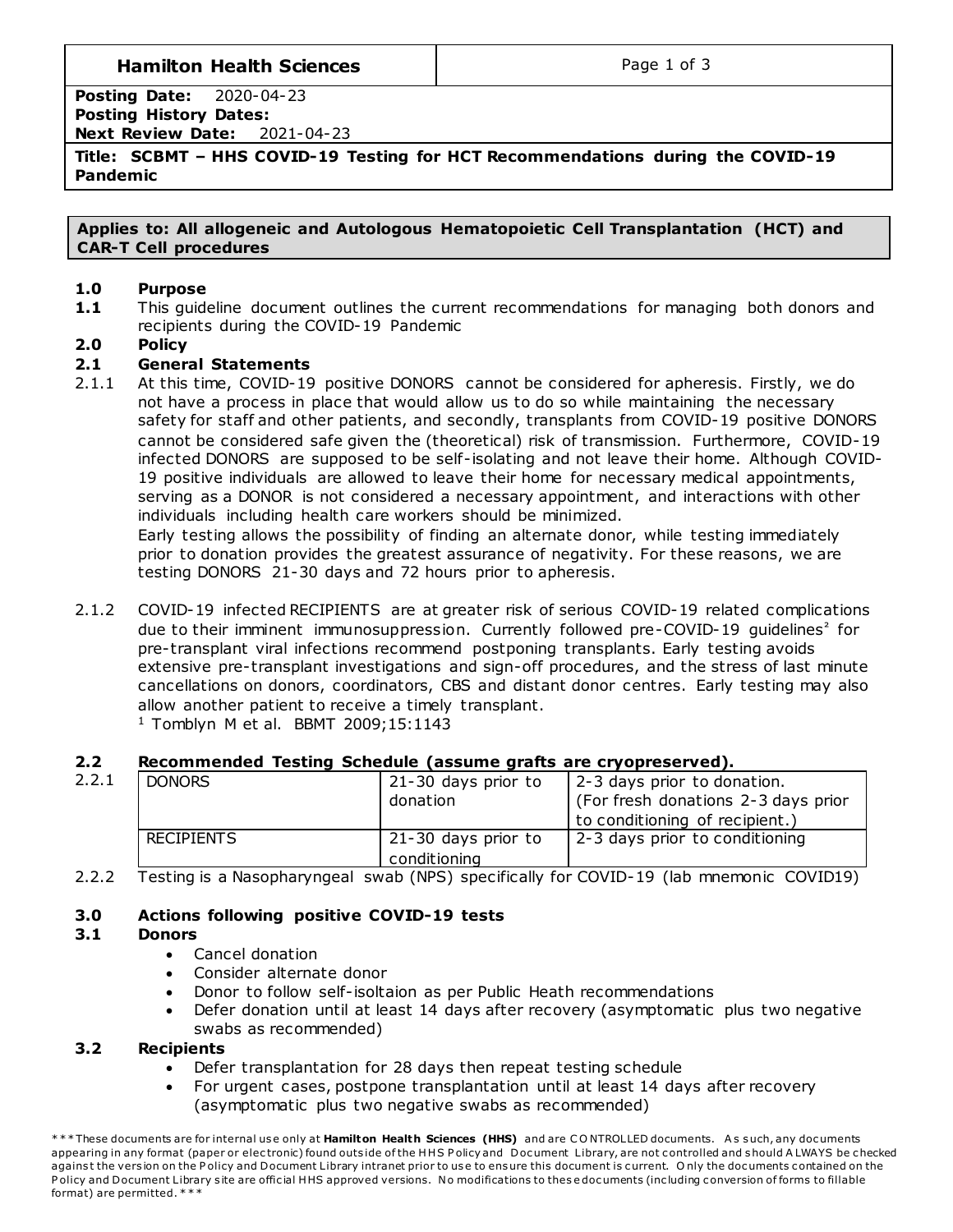| **Hamilton Health Sciences** | |
|---|---|

**Posting Date:** 2020-04-23
**Posting History Dates:**
**Next Review Date:** 2021-04-23

**Title: SCBMT – HHS COVID-19 Testing for HCT Recommendations during the COVID-19 Pandemic**

**Applies to: All allogeneic and Autologous Hematopoietic Cell Transplantation (HCT) and CAR-T Cell procedures**

## 1.0 Purpose

**1.1** This guideline document outlines the current recommendations for managing both donors and recipients during the COVID-19 Pandemic

## 2.0 Policy

### 2.1 General Statements

2.1.1 At this time, COVID-19 positive DONORS cannot be considered for apheresis. Firstly, we do not have a process in place that would allow us to do so while maintaining the necessary safety for staff and other patients, and secondly, transplants from COVID-19 positive DONORS cannot be considered safe given the (theoretical) risk of transmission. Furthermore, COVID-19 infected DONORS are supposed to be self-isolating and not leave their home. Although COVID-19 positive individuals are allowed to leave their home for necessary medical appointments, serving as a DONOR is not considered a necessary appointment, and interactions with other individuals including health care workers should be minimized.
Early testing allows the possibility of finding an alternate donor, while testing immediately prior to donation provides the greatest assurance of negativity. For these reasons, we are testing DONORS 21-30 days and 72 hours prior to apheresis.

2.1.2 COVID-19 infected RECIPIENTS are at greater risk of serious COVID-19 related complications due to their imminent immunosuppression. Currently followed pre-COVID-19 guidelines[2] for pre-transplant viral infections recommend postponing transplants. Early testing avoids extensive pre-transplant investigations and sign-off procedures, and the stress of last minute cancellations on donors, coordinators, CBS and distant donor centres. Early testing may also allow another patient to receive a timely transplant.
[1] Tomblyn M et al. BBMT 2009;15:1143

### 2.2 Recommended Testing Schedule (assume grafts are cryopreserved).

2.2.1

| DONORS | 21-30 days prior to donation | 2-3 days prior to donation. (For fresh donations 2-3 days prior to conditioning of recipient.) |
|---|---|---|
| RECIPIENTS | 21-30 days prior to conditioning | 2-3 days prior to conditioning |

2.2.2 Testing is a Nasopharyngeal swab (NPS) specifically for COVID-19 (lab mnemonic COVID19)

## 3.0 Actions following positive COVID-19 tests

### 3.1 Donors

- Cancel donation
- Consider alternate donor
- Donor to follow self-isoltaion as per Public Heath recommendations
- Defer donation until at least 14 days after recovery (asymptomatic plus two negative swabs as recommended)

### 3.2 Recipients

- Defer transplantation for 28 days then repeat testing schedule
- For urgent cases, postpone transplantation until at least 14 days after recovery (asymptomatic plus two negative swabs as recommended)

***These documents are for internal use only at **Hamilton Health Sciences (HHS)** and are CONTROLLED documents. As such, any documents appearing in any format (paper or electronic) found outside of the HHS Policy and Document Library, are not controlled and should ALWAYS be checked against the version on the Policy and Document Library intranet prior to use to ensure this document is current. Only the documents contained on the Policy and Document Library site are official HHS approved versions. No modifications to these documents (including conversion of forms to fillable format) are permitted.***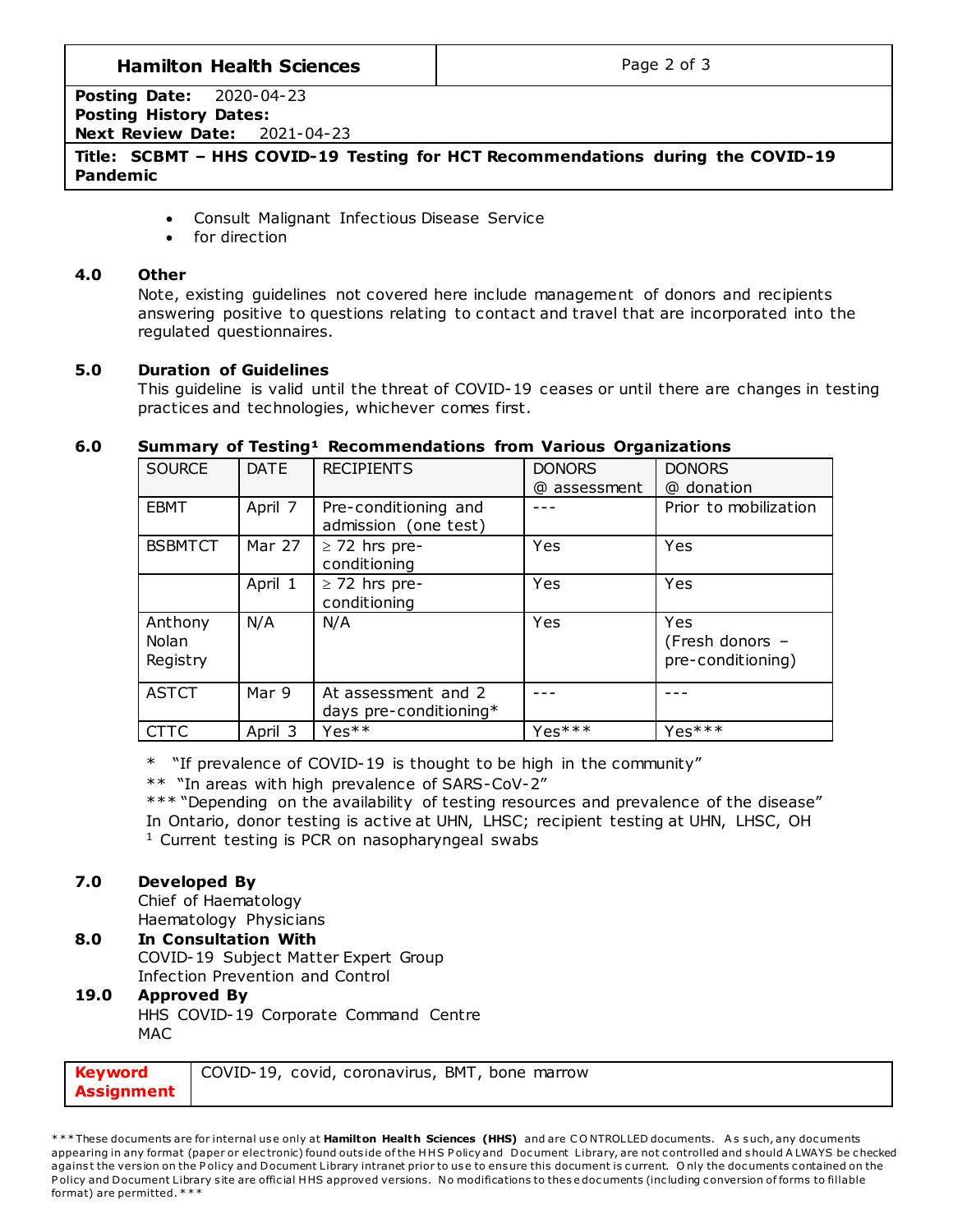- Consult Malignant Infectious Disease Service
- for direction

## 4.0 Other

Note, existing guidelines not covered here include management of donors and recipients answering positive to questions relating to contact and travel that are incorporated into the regulated questionnaires.

## 5.0 Duration of Guidelines

This guideline is valid until the threat of COVID-19 ceases or until there are changes in testing practices and technologies, whichever comes first.

## 6.0 Summary of Testing[1] Recommendations from Various Organizations

| SOURCE | DATE | RECIPIENTS | DONORS @ assessment | DONORS @ donation |
|---|---|---|---|---|
| EBMT | April 7 | Pre-conditioning and admission (one test) | --- | Prior to mobilization |
| BSBMTCT | Mar 27 | ≥ 72 hrs pre-conditioning | Yes | Yes |
| | April 1 | ≥ 72 hrs pre-conditioning | Yes | Yes |
| Anthony Nolan Registry | N/A | N/A | Yes | Yes (Fresh donors – pre-conditioning) |
| ASTCT | Mar 9 | At assessment and 2 days pre-conditioning* | --- | --- |
| CTTC | April 3 | Yes** | Yes*** | Yes*** |

\* "If prevalence of COVID-19 is thought to be high in the community"

\*\* "In areas with high prevalence of SARS-CoV-2"

\*\*\* "Depending on the availability of testing resources and prevalence of the disease"

In Ontario, donor testing is active at UHN, LHSC; recipient testing at UHN, LHSC, OH

[1] Current testing is PCR on nasopharyngeal swabs

## 7.0 Developed By

Chief of Haematology
Haematology Physicians

## 8.0 In Consultation With

COVID-19 Subject Matter Expert Group
Infection Prevention and Control

## 19.0 Approved By

HHS COVID-19 Corporate Command Centre
MAC

| **Keyword Assignment** | COVID-19, covid, coronavirus, BMT, bone marrow |
|---|---|